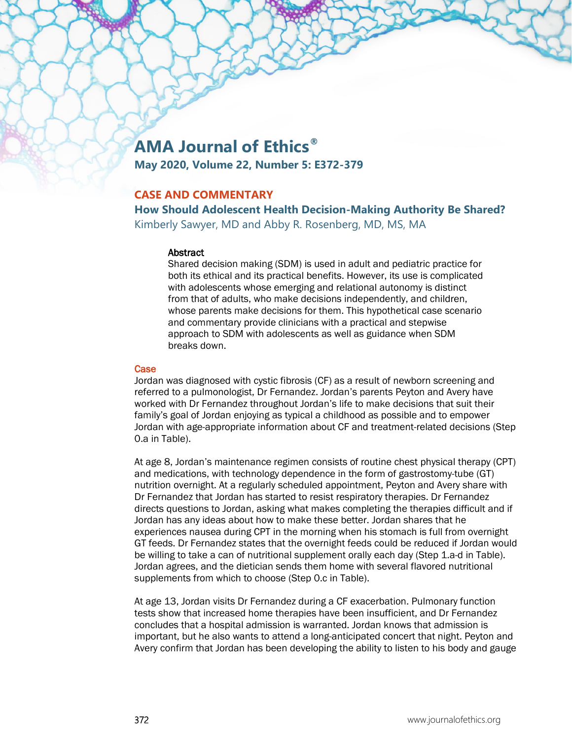# AMA Journal of Ethics®

**May 2020, Volume 22, Number 5: E372-379**

## CASE AND COMMENTARY

### How Should Adolescent Health Decision-Making Authority Be Shared?

Kimberly Sawyer, MD and Abby R. Rosenberg, MD, MS, MA

**Abstract**

Shared decision making (SDM) is used in adult and pediatric practice for both its ethical and its practical benefits. However, its use is complicated with adolescents whose emerging and relational autonomy is distinct from that of adults, who make decisions independently, and children, whose parents make decisions for them. This hypothetical case scenario and commentary provide clinicians with a practical and stepwise approach to SDM with adolescents as well as guidance when SDM breaks down.

## Case

Jordan was diagnosed with cystic fibrosis (CF) as a result of newborn screening and referred to a pulmonologist, Dr Fernandez. Jordan's parents Peyton and Avery have worked with Dr Fernandez throughout Jordan's life to make decisions that suit their family's goal of Jordan enjoying as typical a childhood as possible and to empower Jordan with age-appropriate information about CF and treatment-related decisions (Step 0.a in Table).

At age 8, Jordan's maintenance regimen consists of routine chest physical therapy (CPT) and medications, with technology dependence in the form of gastrostomy-tube (GT) nutrition overnight. At a regularly scheduled appointment, Peyton and Avery share with Dr Fernandez that Jordan has started to resist respiratory therapies. Dr Fernandez directs questions to Jordan, asking what makes completing the therapies difficult and if Jordan has any ideas about how to make these better. Jordan shares that he experiences nausea during CPT in the morning when his stomach is full from overnight GT feeds. Dr Fernandez states that the overnight feeds could be reduced if Jordan would be willing to take a can of nutritional supplement orally each day (Step 1.a-d in Table). Jordan agrees, and the dietician sends them home with several flavored nutritional supplements from which to choose (Step 0.c in Table).

At age 13, Jordan visits Dr Fernandez during a CF exacerbation. Pulmonary function tests show that increased home therapies have been insufficient, and Dr Fernandez concludes that a hospital admission is warranted. Jordan knows that admission is important, but he also wants to attend a long-anticipated concert that night. Peyton and Avery confirm that Jordan has been developing the ability to listen to his body and gauge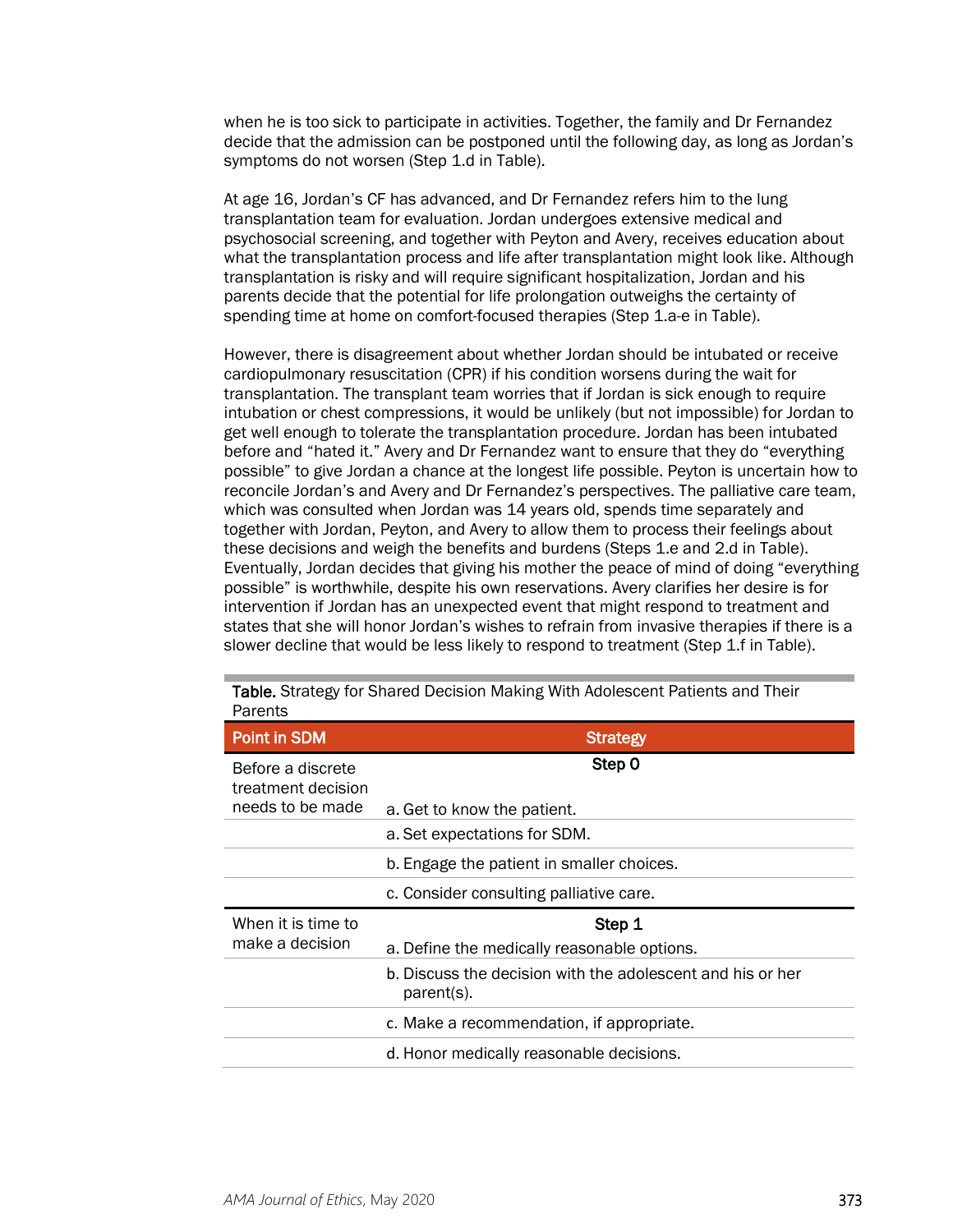when he is too sick to participate in activities. Together, the family and Dr Fernandez decide that the admission can be postponed until the following day, as long as Jordan's symptoms do not worsen (Step 1.d in Table).

At age 16, Jordan's CF has advanced, and Dr Fernandez refers him to the lung transplantation team for evaluation. Jordan undergoes extensive medical and psychosocial screening, and together with Peyton and Avery, receives education about what the transplantation process and life after transplantation might look like. Although transplantation is risky and will require significant hospitalization, Jordan and his parents decide that the potential for life prolongation outweighs the certainty of spending time at home on comfort-focused therapies (Step 1.a-e in Table).

However, there is disagreement about whether Jordan should be intubated or receive cardiopulmonary resuscitation (CPR) if his condition worsens during the wait for transplantation. The transplant team worries that if Jordan is sick enough to require intubation or chest compressions, it would be unlikely (but not impossible) for Jordan to get well enough to tolerate the transplantation procedure. Jordan has been intubated before and "hated it." Avery and Dr Fernandez want to ensure that they do "everything possible" to give Jordan a chance at the longest life possible. Peyton is uncertain how to reconcile Jordan's and Avery and Dr Fernandez's perspectives. The palliative care team, which was consulted when Jordan was 14 years old, spends time separately and together with Jordan, Peyton, and Avery to allow them to process their feelings about these decisions and weigh the benefits and burdens (Steps 1.e and 2.d in Table). Eventually, Jordan decides that giving his mother the peace of mind of doing "everything possible" is worthwhile, despite his own reservations. Avery clarifies her desire is for intervention if Jordan has an unexpected event that might respond to treatment and states that she will honor Jordan's wishes to refrain from invasive therapies if there is a slower decline that would be less likely to respond to treatment (Step 1.f in Table).

**Table.** Strategy for Shared Decision Making With Adolescent Patients and Their Parents

| Point in SDM | Strategy |
|---|---|
| Before a discrete treatment decision needs to be made | **Step 0**<br>a. Get to know the patient. |
| | a. Set expectations for SDM. |
| | b. Engage the patient in smaller choices. |
| | c. Consider consulting palliative care. |
| When it is time to make a decision | **Step 1**<br>a. Define the medically reasonable options. |
| | b. Discuss the decision with the adolescent and his or her parent(s). |
| | c. Make a recommendation, if appropriate. |
| | d. Honor medically reasonable decisions. |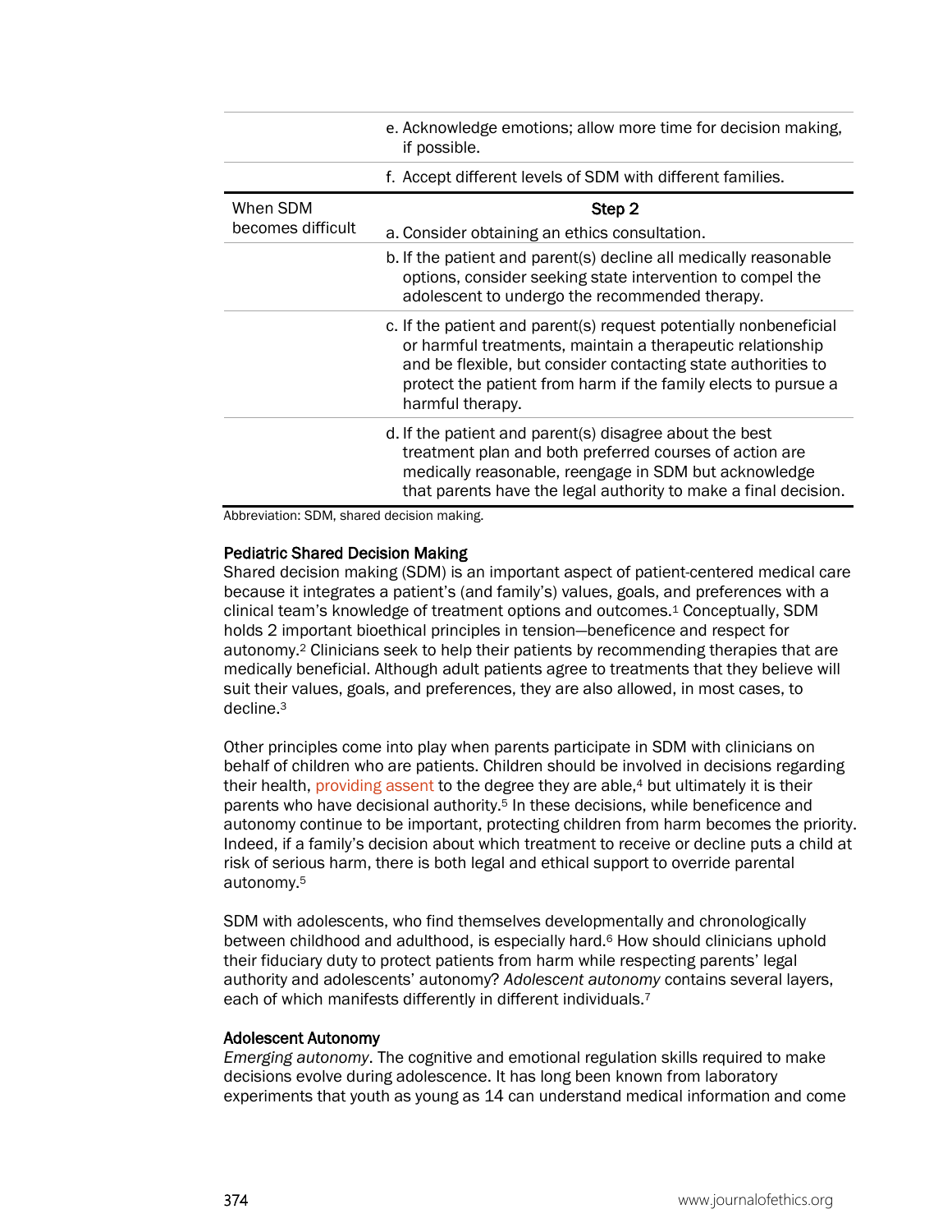| | |
|---|---|
| | e. Acknowledge emotions; allow more time for decision making, if possible. |
| | f. Accept different levels of SDM with different families. |
| When SDM becomes difficult | **Step 2**<br>a. Consider obtaining an ethics consultation. |
| | b. If the patient and parent(s) decline all medically reasonable options, consider seeking state intervention to compel the adolescent to undergo the recommended therapy. |
| | c. If the patient and parent(s) request potentially nonbeneficial or harmful treatments, maintain a therapeutic relationship and be flexible, but consider contacting state authorities to protect the patient from harm if the family elects to pursue a harmful therapy. |
| | d. If the patient and parent(s) disagree about the best treatment plan and both preferred courses of action are medically reasonable, reengage in SDM but acknowledge that parents have the legal authority to make a final decision. |

Abbreviation: SDM, shared decision making.

### Pediatric Shared Decision Making

Shared decision making (SDM) is an important aspect of patient-centered medical care because it integrates a patient's (and family's) values, goals, and preferences with a clinical team's knowledge of treatment options and outcomes.[1] Conceptually, SDM holds 2 important bioethical principles in tension—beneficence and respect for autonomy.[2] Clinicians seek to help their patients by recommending therapies that are medically beneficial. Although adult patients agree to treatments that they believe will suit their values, goals, and preferences, they are also allowed, in most cases, to decline.[3]

Other principles come into play when parents participate in SDM with clinicians on behalf of children who are patients. Children should be involved in decisions regarding their health, providing assent to the degree they are able,[4] but ultimately it is their parents who have decisional authority.[5] In these decisions, while beneficence and autonomy continue to be important, protecting children from harm becomes the priority. Indeed, if a family's decision about which treatment to receive or decline puts a child at risk of serious harm, there is both legal and ethical support to override parental autonomy.[5]

SDM with adolescents, who find themselves developmentally and chronologically between childhood and adulthood, is especially hard.[6] How should clinicians uphold their fiduciary duty to protect patients from harm while respecting parents' legal authority and adolescents' autonomy? *Adolescent autonomy* contains several layers, each of which manifests differently in different individuals.[7]

### Adolescent Autonomy

*Emerging autonomy*. The cognitive and emotional regulation skills required to make decisions evolve during adolescence. It has long been known from laboratory experiments that youth as young as 14 can understand medical information and come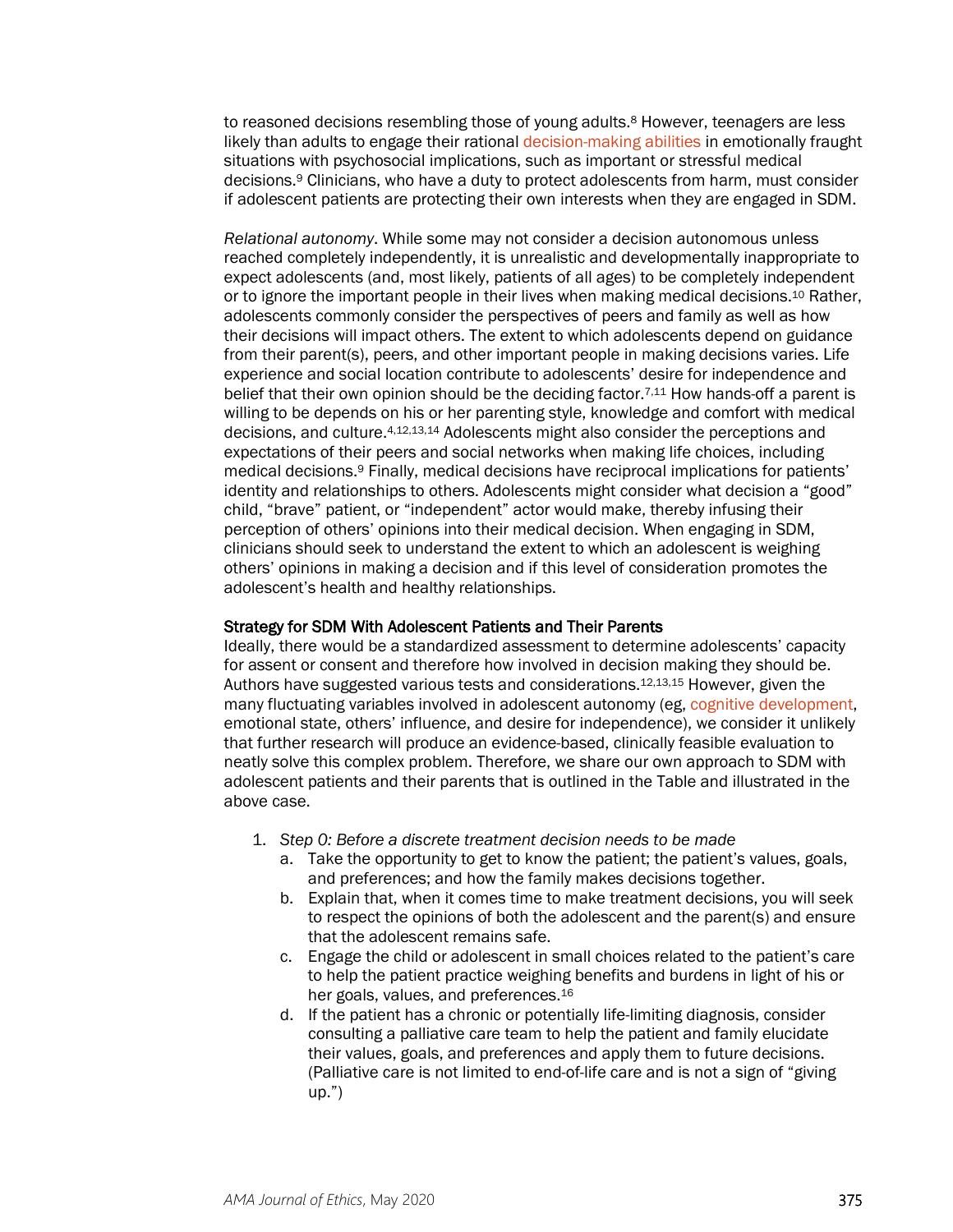to reasoned decisions resembling those of young adults.[8] However, teenagers are less likely than adults to engage their rational decision-making abilities in emotionally fraught situations with psychosocial implications, such as important or stressful medical decisions.[9] Clinicians, who have a duty to protect adolescents from harm, must consider if adolescent patients are protecting their own interests when they are engaged in SDM.

*Relational autonomy*. While some may not consider a decision autonomous unless reached completely independently, it is unrealistic and developmentally inappropriate to expect adolescents (and, most likely, patients of all ages) to be completely independent or to ignore the important people in their lives when making medical decisions.[10] Rather, adolescents commonly consider the perspectives of peers and family as well as how their decisions will impact others. The extent to which adolescents depend on guidance from their parent(s), peers, and other important people in making decisions varies. Life experience and social location contribute to adolescents' desire for independence and belief that their own opinion should be the deciding factor.[7,11] How hands-off a parent is willing to be depends on his or her parenting style, knowledge and comfort with medical decisions, and culture.[4,12,13,14] Adolescents might also consider the perceptions and expectations of their peers and social networks when making life choices, including medical decisions.[9] Finally, medical decisions have reciprocal implications for patients' identity and relationships to others. Adolescents might consider what decision a "good" child, "brave" patient, or "independent" actor would make, thereby infusing their perception of others' opinions into their medical decision. When engaging in SDM, clinicians should seek to understand the extent to which an adolescent is weighing others' opinions in making a decision and if this level of consideration promotes the adolescent's health and healthy relationships.

## Strategy for SDM With Adolescent Patients and Their Parents

Ideally, there would be a standardized assessment to determine adolescents' capacity for assent or consent and therefore how involved in decision making they should be. Authors have suggested various tests and considerations.[12,13,15] However, given the many fluctuating variables involved in adolescent autonomy (eg, cognitive development, emotional state, others' influence, and desire for independence), we consider it unlikely that further research will produce an evidence-based, clinically feasible evaluation to neatly solve this complex problem. Therefore, we share our own approach to SDM with adolescent patients and their parents that is outlined in the Table and illustrated in the above case.

1. *Step 0: Before a discrete treatment decision needs to be made*
   a. Take the opportunity to get to know the patient; the patient's values, goals, and preferences; and how the family makes decisions together.
   b. Explain that, when it comes time to make treatment decisions, you will seek to respect the opinions of both the adolescent and the parent(s) and ensure that the adolescent remains safe.
   c. Engage the child or adolescent in small choices related to the patient's care to help the patient practice weighing benefits and burdens in light of his or her goals, values, and preferences.[16]
   d. If the patient has a chronic or potentially life-limiting diagnosis, consider consulting a palliative care team to help the patient and family elucidate their values, goals, and preferences and apply them to future decisions. (Palliative care is not limited to end-of-life care and is not a sign of "giving up.")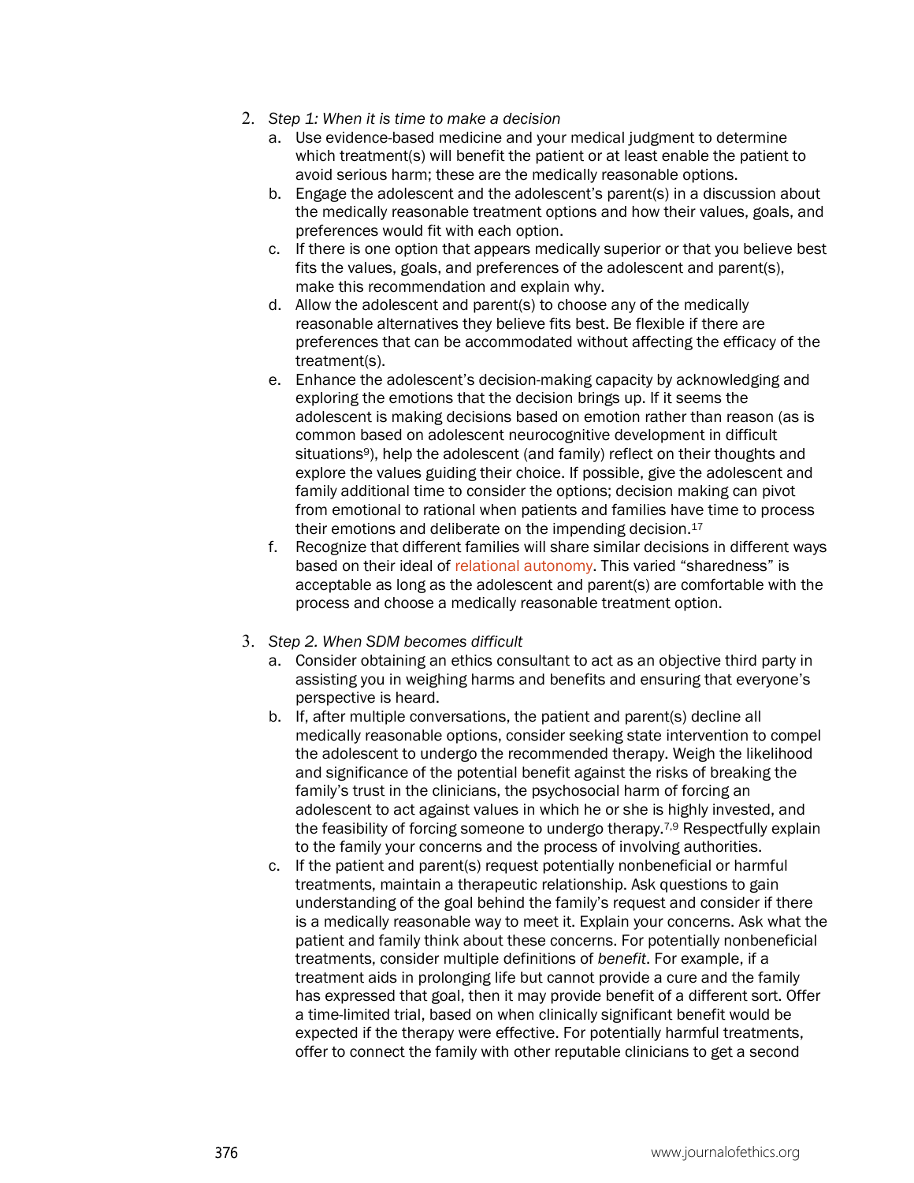2. *Step 1: When it is time to make a decision*
   a. Use evidence-based medicine and your medical judgment to determine which treatment(s) will benefit the patient or at least enable the patient to avoid serious harm; these are the medically reasonable options.
   b. Engage the adolescent and the adolescent's parent(s) in a discussion about the medically reasonable treatment options and how their values, goals, and preferences would fit with each option.
   c. If there is one option that appears medically superior or that you believe best fits the values, goals, and preferences of the adolescent and parent(s), make this recommendation and explain why.
   d. Allow the adolescent and parent(s) to choose any of the medically reasonable alternatives they believe fits best. Be flexible if there are preferences that can be accommodated without affecting the efficacy of the treatment(s).
   e. Enhance the adolescent's decision-making capacity by acknowledging and exploring the emotions that the decision brings up. If it seems the adolescent is making decisions based on emotion rather than reason (as is common based on adolescent neurocognitive development in difficult situations[9]), help the adolescent (and family) reflect on their thoughts and explore the values guiding their choice. If possible, give the adolescent and family additional time to consider the options; decision making can pivot from emotional to rational when patients and families have time to process their emotions and deliberate on the impending decision.[17]
   f. Recognize that different families will share similar decisions in different ways based on their ideal of relational autonomy. This varied "sharedness" is acceptable as long as the adolescent and parent(s) are comfortable with the process and choose a medically reasonable treatment option.

3. *Step 2. When SDM becomes difficult*
   a. Consider obtaining an ethics consultant to act as an objective third party in assisting you in weighing harms and benefits and ensuring that everyone's perspective is heard.
   b. If, after multiple conversations, the patient and parent(s) decline all medically reasonable options, consider seeking state intervention to compel the adolescent to undergo the recommended therapy. Weigh the likelihood and significance of the potential benefit against the risks of breaking the family's trust in the clinicians, the psychosocial harm of forcing an adolescent to act against values in which he or she is highly invested, and the feasibility of forcing someone to undergo therapy.[7,9] Respectfully explain to the family your concerns and the process of involving authorities.
   c. If the patient and parent(s) request potentially nonbeneficial or harmful treatments, maintain a therapeutic relationship. Ask questions to gain understanding of the goal behind the family's request and consider if there is a medically reasonable way to meet it. Explain your concerns. Ask what the patient and family think about these concerns. For potentially nonbeneficial treatments, consider multiple definitions of *benefit*. For example, if a treatment aids in prolonging life but cannot provide a cure and the family has expressed that goal, then it may provide benefit of a different sort. Offer a time-limited trial, based on when clinically significant benefit would be expected if the therapy were effective. For potentially harmful treatments, offer to connect the family with other reputable clinicians to get a second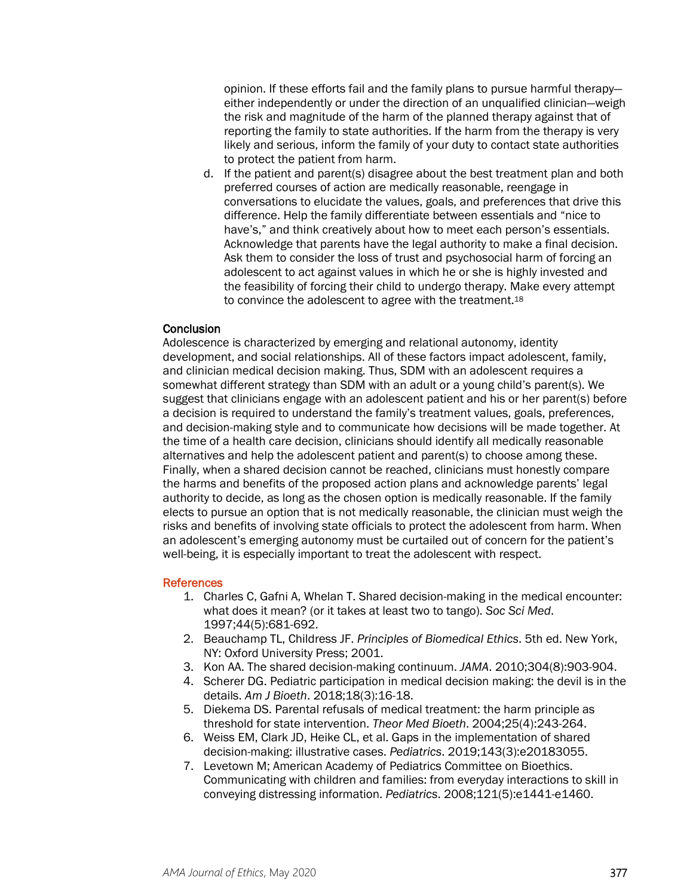opinion. If these efforts fail and the family plans to pursue harmful therapy—either independently or under the direction of an unqualified clinician—weigh the risk and magnitude of the harm of the planned therapy against that of reporting the family to state authorities. If the harm from the therapy is very likely and serious, inform the family of your duty to contact state authorities to protect the patient from harm.

d. If the patient and parent(s) disagree about the best treatment plan and both preferred courses of action are medically reasonable, reengage in conversations to elucidate the values, goals, and preferences that drive this difference. Help the family differentiate between essentials and "nice to have's," and think creatively about how to meet each person's essentials. Acknowledge that parents have the legal authority to make a final decision. Ask them to consider the loss of trust and psychosocial harm of forcing an adolescent to act against values in which he or she is highly invested and the feasibility of forcing their child to undergo therapy. Make every attempt to convince the adolescent to agree with the treatment.[18]

## Conclusion

Adolescence is characterized by emerging and relational autonomy, identity development, and social relationships. All of these factors impact adolescent, family, and clinician medical decision making. Thus, SDM with an adolescent requires a somewhat different strategy than SDM with an adult or a young child's parent(s). We suggest that clinicians engage with an adolescent patient and his or her parent(s) before a decision is required to understand the family's treatment values, goals, preferences, and decision-making style and to communicate how decisions will be made together. At the time of a health care decision, clinicians should identify all medically reasonable alternatives and help the adolescent patient and parent(s) to choose among these. Finally, when a shared decision cannot be reached, clinicians must honestly compare the harms and benefits of the proposed action plans and acknowledge parents' legal authority to decide, as long as the chosen option is medically reasonable. If the family elects to pursue an option that is not medically reasonable, the clinician must weigh the risks and benefits of involving state officials to protect the adolescent from harm. When an adolescent's emerging autonomy must be curtailed out of concern for the patient's well-being, it is especially important to treat the adolescent with respect.

## References

1. Charles C, Gafni A, Whelan T. Shared decision-making in the medical encounter: what does it mean? (or it takes at least two to tango). *Soc Sci Med*. 1997;44(5):681-692.
2. Beauchamp TL, Childress JF. *Principles of Biomedical Ethics*. 5th ed. New York, NY: Oxford University Press; 2001.
3. Kon AA. The shared decision-making continuum. *JAMA*. 2010;304(8):903-904.
4. Scherer DG. Pediatric participation in medical decision making: the devil is in the details. *Am J Bioeth*. 2018;18(3):16-18.
5. Diekema DS. Parental refusals of medical treatment: the harm principle as threshold for state intervention. *Theor Med Bioeth*. 2004;25(4):243-264.
6. Weiss EM, Clark JD, Heike CL, et al. Gaps in the implementation of shared decision-making: illustrative cases. *Pediatrics*. 2019;143(3):e20183055.
7. Levetown M; American Academy of Pediatrics Committee on Bioethics. Communicating with children and families: from everyday interactions to skill in conveying distressing information. *Pediatrics*. 2008;121(5):e1441-e1460.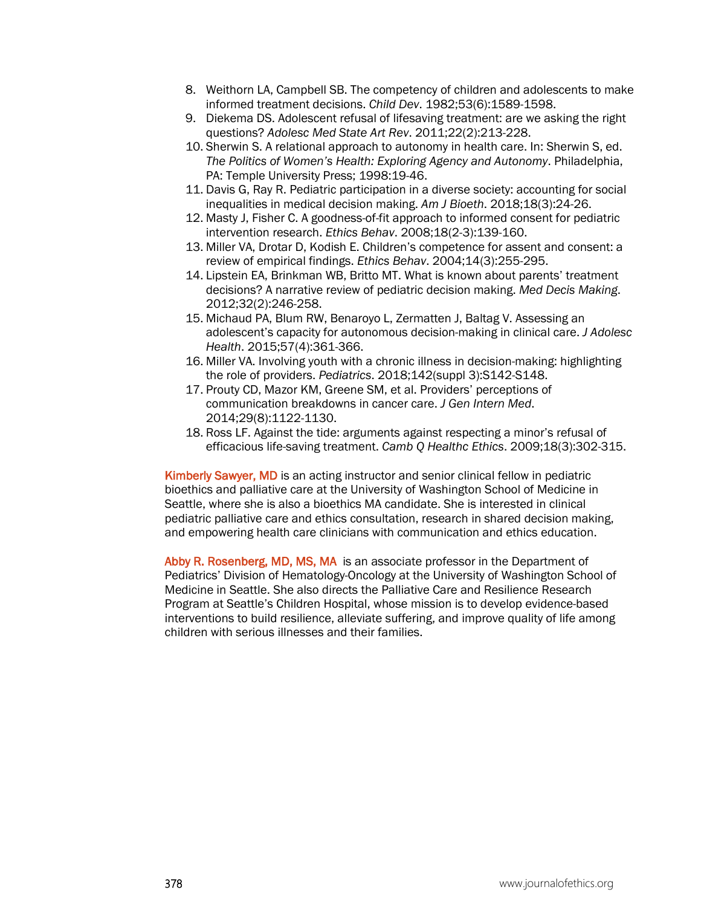8. Weithorn LA, Campbell SB. The competency of children and adolescents to make informed treatment decisions. *Child Dev*. 1982;53(6):1589-1598.
9. Diekema DS. Adolescent refusal of lifesaving treatment: are we asking the right questions? *Adolesc Med State Art Rev*. 2011;22(2):213-228.
10. Sherwin S. A relational approach to autonomy in health care. In: Sherwin S, ed. *The Politics of Women's Health: Exploring Agency and Autonomy*. Philadelphia, PA: Temple University Press; 1998:19-46.
11. Davis G, Ray R. Pediatric participation in a diverse society: accounting for social inequalities in medical decision making. *Am J Bioeth*. 2018;18(3):24-26.
12. Masty J, Fisher C. A goodness-of-fit approach to informed consent for pediatric intervention research. *Ethics Behav*. 2008;18(2-3):139-160.
13. Miller VA, Drotar D, Kodish E. Children's competence for assent and consent: a review of empirical findings. *Ethics Behav*. 2004;14(3):255-295.
14. Lipstein EA, Brinkman WB, Britto MT. What is known about parents' treatment decisions? A narrative review of pediatric decision making. *Med Decis Making*. 2012;32(2):246-258.
15. Michaud PA, Blum RW, Benaroyo L, Zermatten J, Baltag V. Assessing an adolescent's capacity for autonomous decision-making in clinical care. *J Adolesc Health*. 2015;57(4):361-366.
16. Miller VA. Involving youth with a chronic illness in decision-making: highlighting the role of providers. *Pediatrics*. 2018;142(suppl 3):S142-S148.
17. Prouty CD, Mazor KM, Greene SM, et al. Providers' perceptions of communication breakdowns in cancer care. *J Gen Intern Med*. 2014;29(8):1122-1130.
18. Ross LF. Against the tide: arguments against respecting a minor's refusal of efficacious life-saving treatment. *Camb Q Healthc Ethics*. 2009;18(3):302-315.

**Kimberly Sawyer, MD** is an acting instructor and senior clinical fellow in pediatric bioethics and palliative care at the University of Washington School of Medicine in Seattle, where she is also a bioethics MA candidate. She is interested in clinical pediatric palliative care and ethics consultation, research in shared decision making, and empowering health care clinicians with communication and ethics education.

**Abby R. Rosenberg, MD, MS, MA** is an associate professor in the Department of Pediatrics' Division of Hematology-Oncology at the University of Washington School of Medicine in Seattle. She also directs the Palliative Care and Resilience Research Program at Seattle's Children Hospital, whose mission is to develop evidence-based interventions to build resilience, alleviate suffering, and improve quality of life among children with serious illnesses and their families.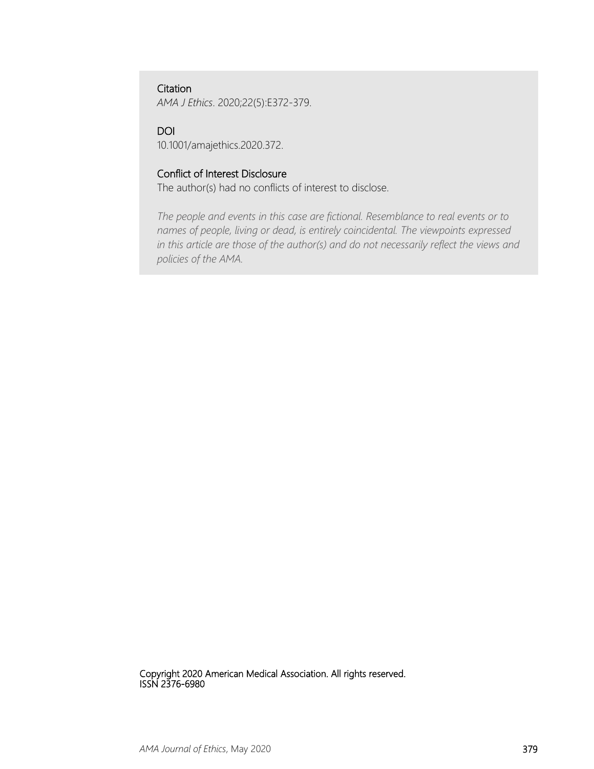**Citation**
*AMA J Ethics*. 2020;22(5):E372-379.

**DOI**
10.1001/amajethics.2020.372.

**Conflict of Interest Disclosure**
The author(s) had no conflicts of interest to disclose.

*The people and events in this case are fictional. Resemblance to real events or to names of people, living or dead, is entirely coincidental. The viewpoints expressed in this article are those of the author(s) and do not necessarily reflect the views and policies of the AMA.*

Copyright 2020 American Medical Association. All rights reserved.
ISSN 2376-6980